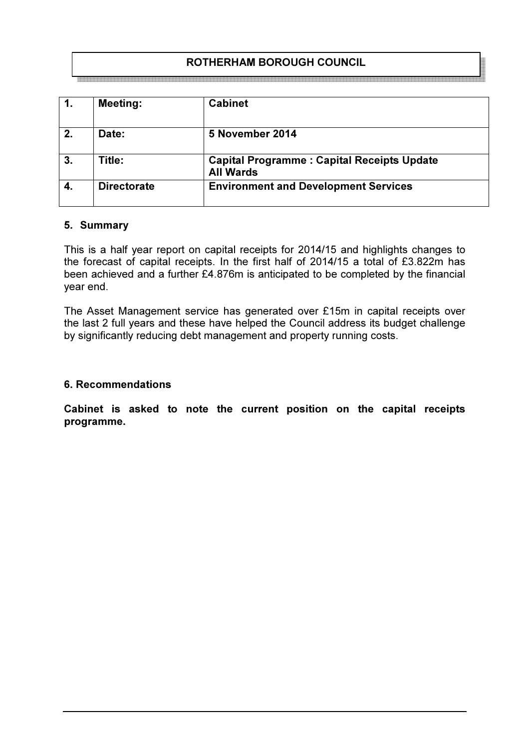# ROTHERHAM BOROUGH COUNCIL

| 1. | Meeting: | Cabinet |
|---|---|---|
| 2. | Date: | 5 November 2014 |
| 3. | Title: | Capital Programme : Capital Receipts Update<br>All Wards |
| 4. | Directorate | Environment and Development Services |

## 5. Summary

This is a half year report on capital receipts for 2014/15 and highlights changes to the forecast of capital receipts. In the first half of 2014/15 a total of £3.822m has been achieved and a further £4.876m is anticipated to be completed by the financial year end.

The Asset Management service has generated over £15m in capital receipts over the last 2 full years and these have helped the Council address its budget challenge by significantly reducing debt management and property running costs.

## 6. Recommendations

**Cabinet is asked to note the current position on the capital receipts programme.**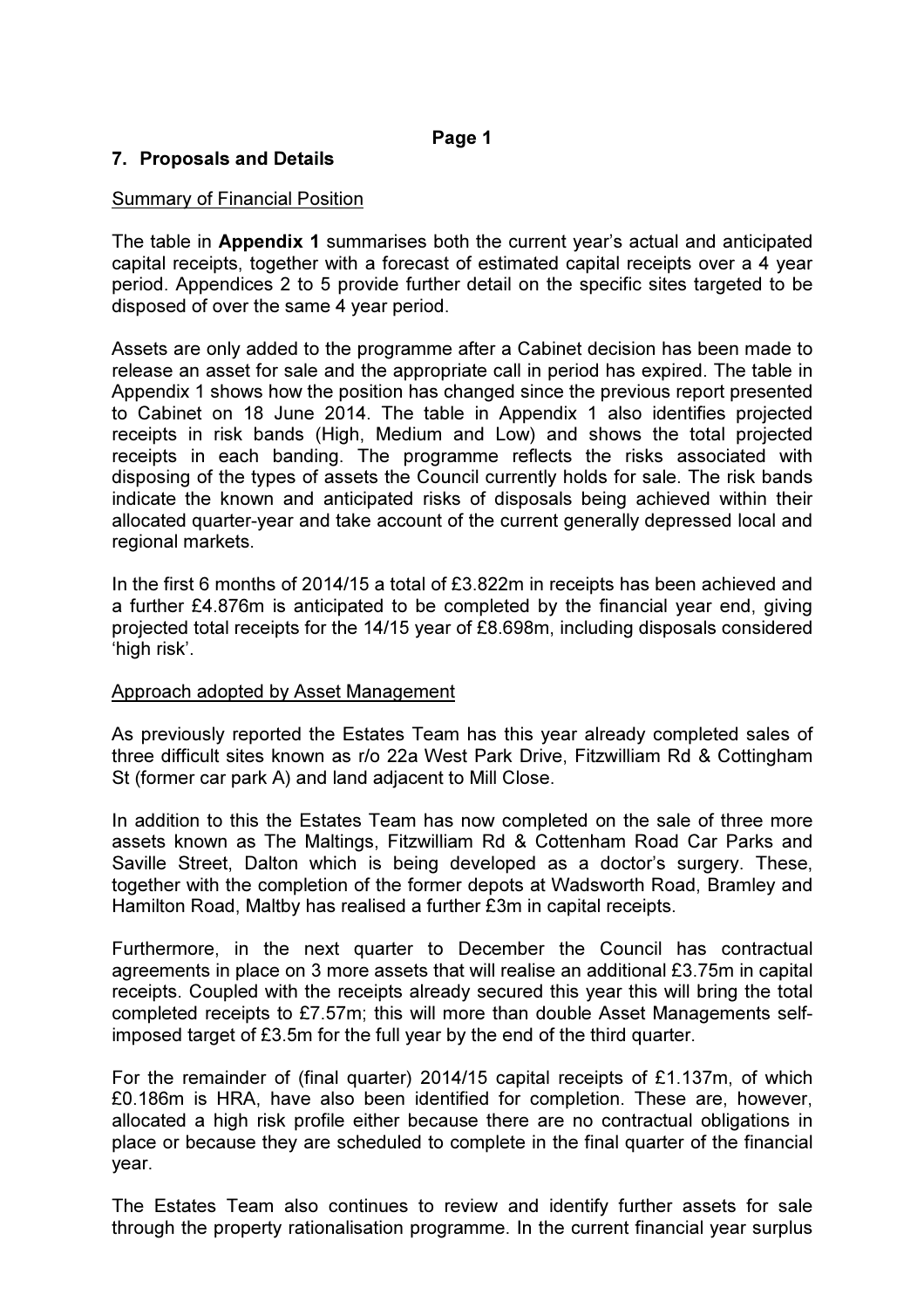## 7. Proposals and Details

Summary of Financial Position

The table in **Appendix 1** summarises both the current year's actual and anticipated capital receipts, together with a forecast of estimated capital receipts over a 4 year period. Appendices 2 to 5 provide further detail on the specific sites targeted to be disposed of over the same 4 year period.

Assets are only added to the programme after a Cabinet decision has been made to release an asset for sale and the appropriate call in period has expired. The table in Appendix 1 shows how the position has changed since the previous report presented to Cabinet on 18 June 2014. The table in Appendix 1 also identifies projected receipts in risk bands (High, Medium and Low) and shows the total projected receipts in each banding. The programme reflects the risks associated with disposing of the types of assets the Council currently holds for sale. The risk bands indicate the known and anticipated risks of disposals being achieved within their allocated quarter-year and take account of the current generally depressed local and regional markets.

In the first 6 months of 2014/15 a total of £3.822m in receipts has been achieved and a further £4.876m is anticipated to be completed by the financial year end, giving projected total receipts for the 14/15 year of £8.698m, including disposals considered 'high risk'.

Approach adopted by Asset Management

As previously reported the Estates Team has this year already completed sales of three difficult sites known as r/o 22a West Park Drive, Fitzwilliam Rd & Cottingham St (former car park A) and land adjacent to Mill Close.

In addition to this the Estates Team has now completed on the sale of three more assets known as The Maltings, Fitzwilliam Rd & Cottenham Road Car Parks and Saville Street, Dalton which is being developed as a doctor's surgery. These, together with the completion of the former depots at Wadsworth Road, Bramley and Hamilton Road, Maltby has realised a further £3m in capital receipts.

Furthermore, in the next quarter to December the Council has contractual agreements in place on 3 more assets that will realise an additional £3.75m in capital receipts. Coupled with the receipts already secured this year this will bring the total completed receipts to £7.57m; this will more than double Asset Managements self-imposed target of £3.5m for the full year by the end of the third quarter.

For the remainder of (final quarter) 2014/15 capital receipts of £1.137m, of which £0.186m is HRA, have also been identified for completion. These are, however, allocated a high risk profile either because there are no contractual obligations in place or because they are scheduled to complete in the final quarter of the financial year.

The Estates Team also continues to review and identify further assets for sale through the property rationalisation programme. In the current financial year surplus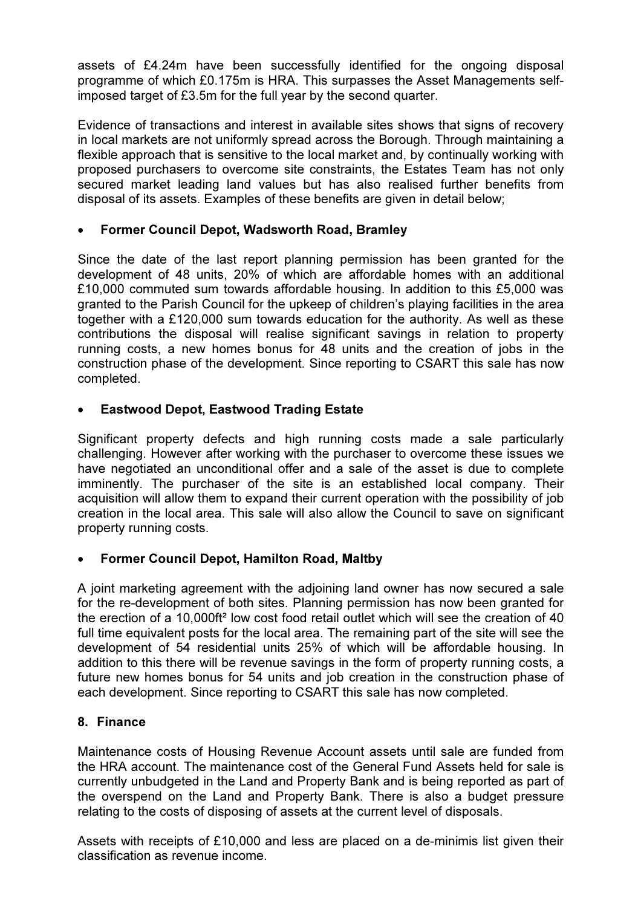assets of £4.24m have been successfully identified for the ongoing disposal programme of which £0.175m is HRA. This surpasses the Asset Managements self-imposed target of £3.5m for the full year by the second quarter.

Evidence of transactions and interest in available sites shows that signs of recovery in local markets are not uniformly spread across the Borough. Through maintaining a flexible approach that is sensitive to the local market and, by continually working with proposed purchasers to overcome site constraints, the Estates Team has not only secured market leading land values but has also realised further benefits from disposal of its assets. Examples of these benefits are given in detail below;

- **Former Council Depot, Wadsworth Road, Bramley**

Since the date of the last report planning permission has been granted for the development of 48 units, 20% of which are affordable homes with an additional £10,000 commuted sum towards affordable housing. In addition to this £5,000 was granted to the Parish Council for the upkeep of children's playing facilities in the area together with a £120,000 sum towards education for the authority. As well as these contributions the disposal will realise significant savings in relation to property running costs, a new homes bonus for 48 units and the creation of jobs in the construction phase of the development. Since reporting to CSART this sale has now completed.

- **Eastwood Depot, Eastwood Trading Estate**

Significant property defects and high running costs made a sale particularly challenging. However after working with the purchaser to overcome these issues we have negotiated an unconditional offer and a sale of the asset is due to complete imminently. The purchaser of the site is an established local company. Their acquisition will allow them to expand their current operation with the possibility of job creation in the local area. This sale will also allow the Council to save on significant property running costs.

- **Former Council Depot, Hamilton Road, Maltby**

A joint marketing agreement with the adjoining land owner has now secured a sale for the re-development of both sites. Planning permission has now been granted for the erection of a 10,000ft² low cost food retail outlet which will see the creation of 40 full time equivalent posts for the local area. The remaining part of the site will see the development of 54 residential units 25% of which will be affordable housing. In addition to this there will be revenue savings in the form of property running costs, a future new homes bonus for 54 units and job creation in the construction phase of each development. Since reporting to CSART this sale has now completed.

## 8. Finance

Maintenance costs of Housing Revenue Account assets until sale are funded from the HRA account. The maintenance cost of the General Fund Assets held for sale is currently unbudgeted in the Land and Property Bank and is being reported as part of the overspend on the Land and Property Bank. There is also a budget pressure relating to the costs of disposing of assets at the current level of disposals.

Assets with receipts of £10,000 and less are placed on a de-minimis list given their classification as revenue income.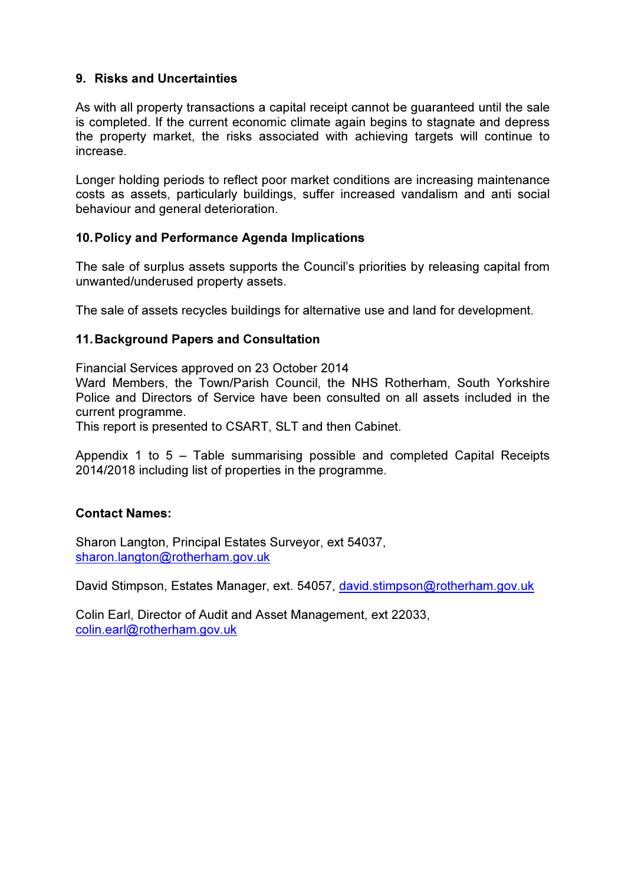## 9. Risks and Uncertainties

As with all property transactions a capital receipt cannot be guaranteed until the sale is completed. If the current economic climate again begins to stagnate and depress the property market, the risks associated with achieving targets will continue to increase.

Longer holding periods to reflect poor market conditions are increasing maintenance costs as assets, particularly buildings, suffer increased vandalism and anti social behaviour and general deterioration.

## 10. Policy and Performance Agenda Implications

The sale of surplus assets supports the Council's priorities by releasing capital from unwanted/underused property assets.

The sale of assets recycles buildings for alternative use and land for development.

## 11. Background Papers and Consultation

Financial Services approved on 23 October 2014
Ward Members, the Town/Parish Council, the NHS Rotherham, South Yorkshire Police and Directors of Service have been consulted on all assets included in the current programme.
This report is presented to CSART, SLT and then Cabinet.

Appendix 1 to 5 – Table summarising possible and completed Capital Receipts 2014/2018 including list of properties in the programme.

**Contact Names:**

Sharon Langton, Principal Estates Surveyor, ext 54037, sharon.langton@rotherham.gov.uk

David Stimpson, Estates Manager, ext. 54057, david.stimpson@rotherham.gov.uk

Colin Earl, Director of Audit and Asset Management, ext 22033, colin.earl@rotherham.gov.uk